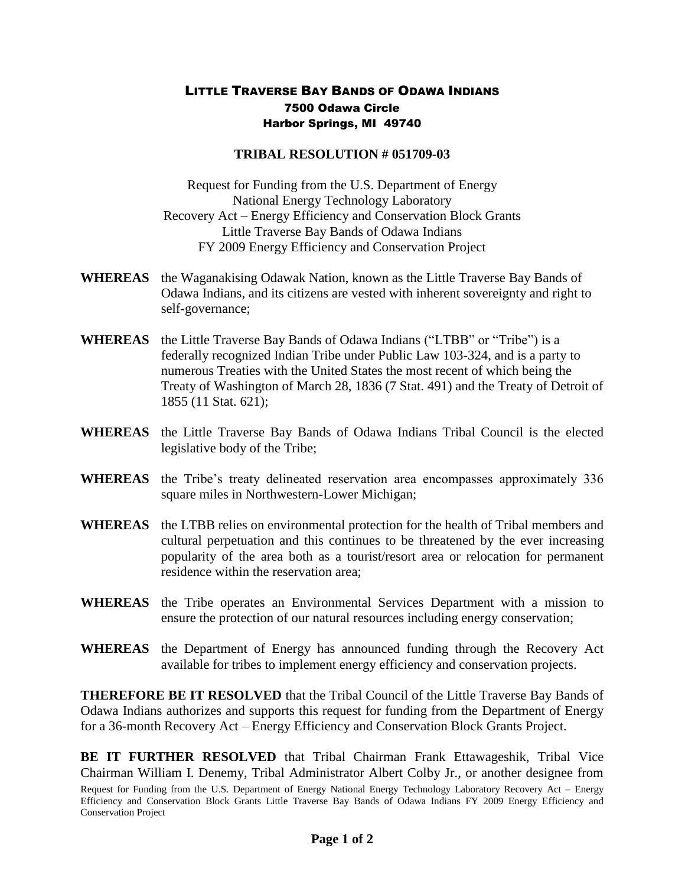# Little Traverse Bay Bands of Odawa Indians

7500 Odawa Circle
Harbor Springs, MI 49740

## TRIBAL RESOLUTION # 051709-03

Request for Funding from the U.S. Department of Energy
National Energy Technology Laboratory
Recovery Act – Energy Efficiency and Conservation Block Grants
Little Traverse Bay Bands of Odawa Indians
FY 2009 Energy Efficiency and Conservation Project

**WHEREAS** the Waganakising Odawak Nation, known as the Little Traverse Bay Bands of Odawa Indians, and its citizens are vested with inherent sovereignty and right to self-governance;

**WHEREAS** the Little Traverse Bay Bands of Odawa Indians ("LTBB" or "Tribe") is a federally recognized Indian Tribe under Public Law 103-324, and is a party to numerous Treaties with the United States the most recent of which being the Treaty of Washington of March 28, 1836 (7 Stat. 491) and the Treaty of Detroit of 1855 (11 Stat. 621);

**WHEREAS** the Little Traverse Bay Bands of Odawa Indians Tribal Council is the elected legislative body of the Tribe;

**WHEREAS** the Tribe's treaty delineated reservation area encompasses approximately 336 square miles in Northwestern-Lower Michigan;

**WHEREAS** the LTBB relies on environmental protection for the health of Tribal members and cultural perpetuation and this continues to be threatened by the ever increasing popularity of the area both as a tourist/resort area or relocation for permanent residence within the reservation area;

**WHEREAS** the Tribe operates an Environmental Services Department with a mission to ensure the protection of our natural resources including energy conservation;

**WHEREAS** the Department of Energy has announced funding through the Recovery Act available for tribes to implement energy efficiency and conservation projects.

**THEREFORE BE IT RESOLVED** that the Tribal Council of the Little Traverse Bay Bands of Odawa Indians authorizes and supports this request for funding from the Department of Energy for a 36-month Recovery Act – Energy Efficiency and Conservation Block Grants Project.

**BE IT FURTHER RESOLVED** that Tribal Chairman Frank Ettawageshik, Tribal Vice Chairman William I. Denemy, Tribal Administrator Albert Colby Jr., or another designee from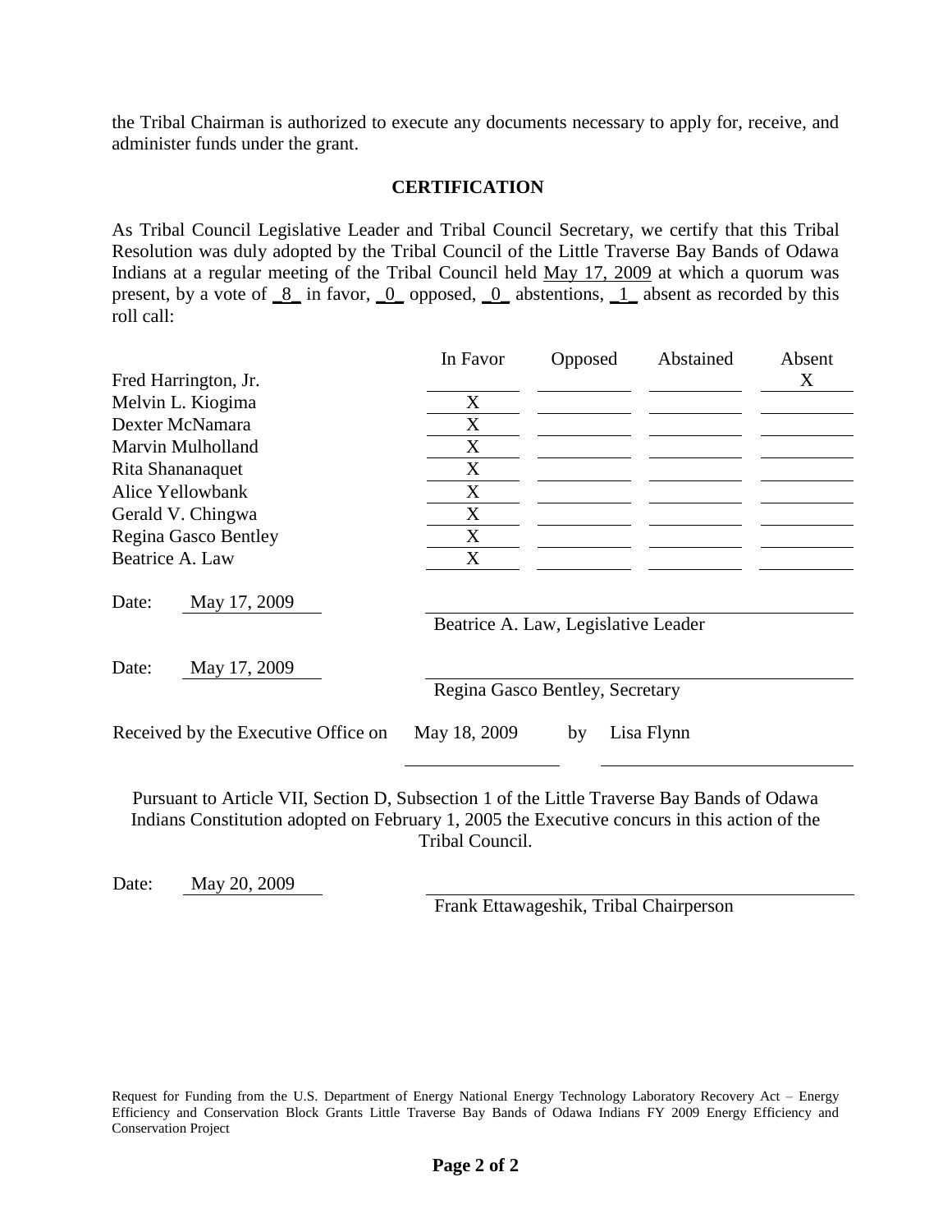the Tribal Chairman is authorized to execute any documents necessary to apply for, receive, and administer funds under the grant.

## CERTIFICATION

As Tribal Council Legislative Leader and Tribal Council Secretary, we certify that this Tribal Resolution was duly adopted by the Tribal Council of the Little Traverse Bay Bands of Odawa Indians at a regular meeting of the Tribal Council held May 17, 2009 at which a quorum was present, by a vote of _8_ in favor, _0_ opposed, _0_ abstentions, _1_ absent as recorded by this roll call:

| | In Favor | Opposed | Abstained | Absent |
|---|---|---|---|---|
| Fred Harrington, Jr. | | | | X |
| Melvin L. Kiogima | X | | | |
| Dexter McNamara | X | | | |
| Marvin Mulholland | X | | | |
| Rita Shananaquet | X | | | |
| Alice Yellowbank | X | | | |
| Gerald V. Chingwa | X | | | |
| Regina Gasco Bentley | X | | | |
| Beatrice A. Law | X | | | |

Date: May 17, 2009

Beatrice A. Law, Legislative Leader

Date: May 17, 2009

Regina Gasco Bentley, Secretary

Received by the Executive Office on May 18, 2009 by Lisa Flynn

Pursuant to Article VII, Section D, Subsection 1 of the Little Traverse Bay Bands of Odawa Indians Constitution adopted on February 1, 2005 the Executive concurs in this action of the Tribal Council.

Date: May 20, 2009

Frank Ettawageshik, Tribal Chairperson

Request for Funding from the U.S. Department of Energy National Energy Technology Laboratory Recovery Act – Energy Efficiency and Conservation Block Grants Little Traverse Bay Bands of Odawa Indians FY 2009 Energy Efficiency and Conservation Project